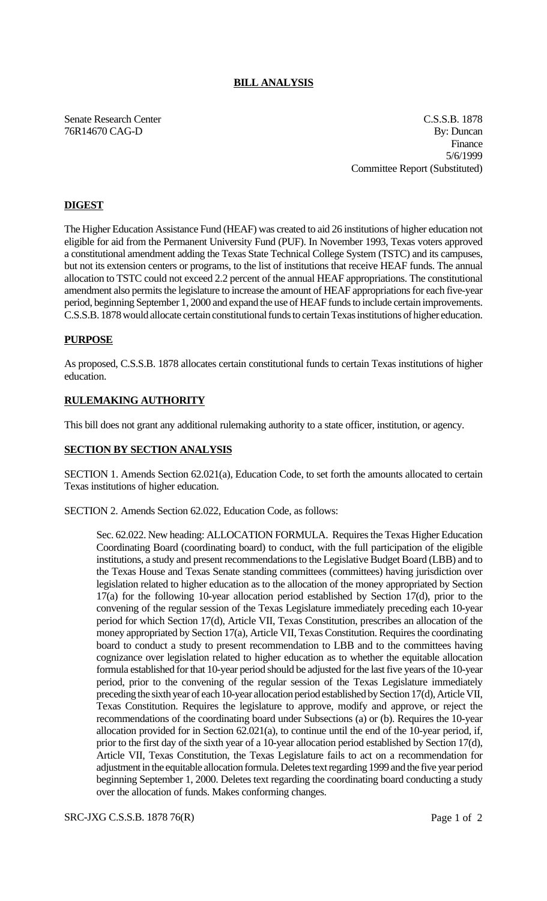**BILL ANALYSIS**

Senate Research Center
76R14670 CAG-D

C.S.S.B. 1878
By: Duncan
Finance
5/6/1999
Committee Report (Substituted)

**DIGEST**

The Higher Education Assistance Fund (HEAF) was created to aid 26 institutions of higher education not eligible for aid from the Permanent University Fund (PUF). In November 1993, Texas voters approved a constitutional amendment adding the Texas State Technical College System (TSTC) and its campuses, but not its extension centers or programs, to the list of institutions that receive HEAF funds. The annual allocation to TSTC could not exceed 2.2 percent of the annual HEAF appropriations. The constitutional amendment also permits the legislature to increase the amount of HEAF appropriations for each five-year period, beginning September 1, 2000 and expand the use of HEAF funds to include certain improvements. C.S.S.B. 1878 would allocate certain constitutional funds to certain Texas institutions of higher education.

**PURPOSE**

As proposed, C.S.S.B. 1878 allocates certain constitutional funds to certain Texas institutions of higher education.

**RULEMAKING AUTHORITY**

This bill does not grant any additional rulemaking authority to a state officer, institution, or agency.

**SECTION BY SECTION ANALYSIS**

SECTION 1. Amends Section 62.021(a), Education Code, to set forth the amounts allocated to certain Texas institutions of higher education.

SECTION 2. Amends Section 62.022, Education Code, as follows:

Sec. 62.022. New heading: ALLOCATION FORMULA. Requires the Texas Higher Education Coordinating Board (coordinating board) to conduct, with the full participation of the eligible institutions, a study and present recommendations to the Legislative Budget Board (LBB) and to the Texas House and Texas Senate standing committees (committees) having jurisdiction over legislation related to higher education as to the allocation of the money appropriated by Section 17(a) for the following 10-year allocation period established by Section 17(d), prior to the convening of the regular session of the Texas Legislature immediately preceding each 10-year period for which Section 17(d), Article VII, Texas Constitution, prescribes an allocation of the money appropriated by Section 17(a), Article VII, Texas Constitution. Requires the coordinating board to conduct a study to present recommendation to LBB and to the committees having cognizance over legislation related to higher education as to whether the equitable allocation formula established for that 10-year period should be adjusted for the last five years of the 10-year period, prior to the convening of the regular session of the Texas Legislature immediately preceding the sixth year of each 10-year allocation period established by Section 17(d), Article VII, Texas Constitution. Requires the legislature to approve, modify and approve, or reject the recommendations of the coordinating board under Subsections (a) or (b). Requires the 10-year allocation provided for in Section 62.021(a), to continue until the end of the 10-year period, if, prior to the first day of the sixth year of a 10-year allocation period established by Section 17(d), Article VII, Texas Constitution, the Texas Legislature fails to act on a recommendation for adjustment in the equitable allocation formula. Deletes text regarding 1999 and the five year period beginning September 1, 2000. Deletes text regarding the coordinating board conducting a study over the allocation of funds. Makes conforming changes.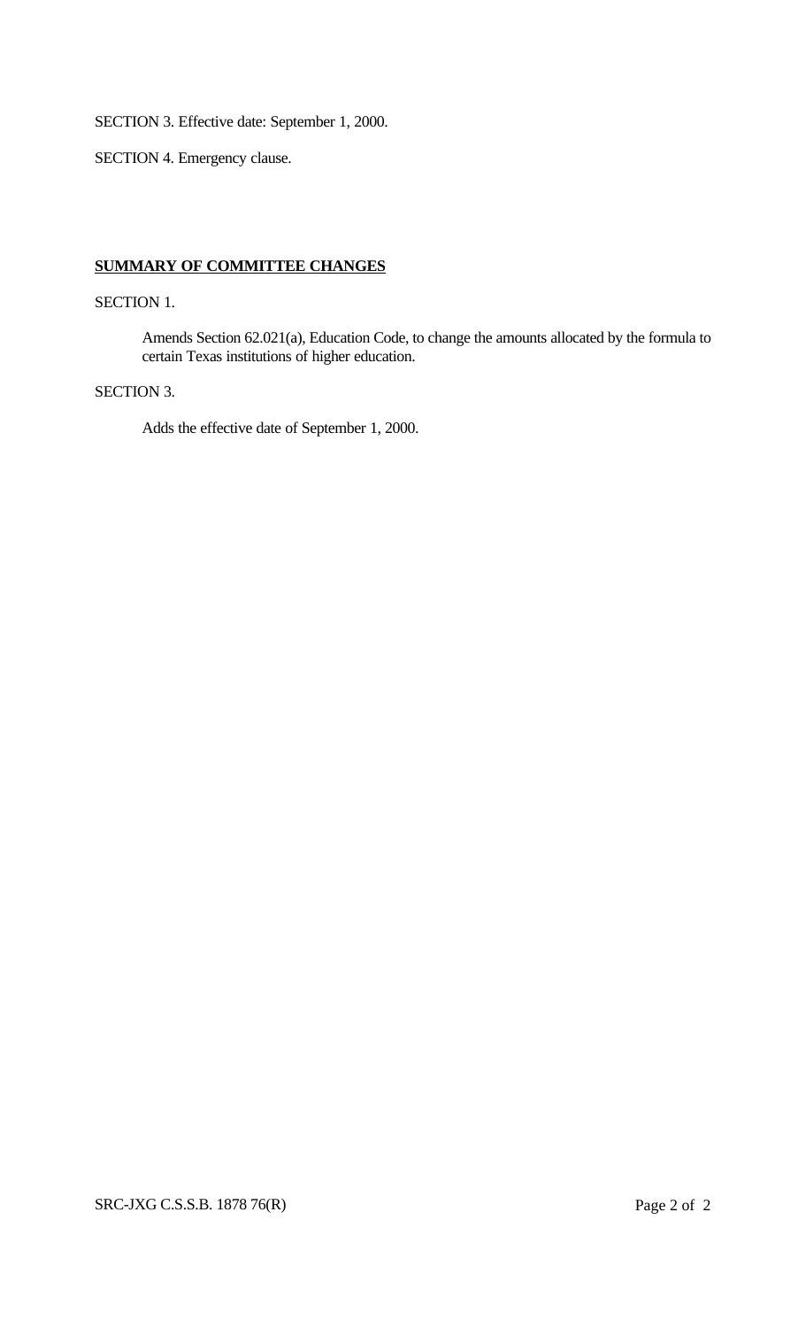SECTION 3. Effective date: September 1, 2000.

SECTION 4. Emergency clause.

## SUMMARY OF COMMITTEE CHANGES

SECTION 1.

Amends Section 62.021(a), Education Code, to change the amounts allocated by the formula to certain Texas institutions of higher education.

SECTION 3.

Adds the effective date of September 1, 2000.